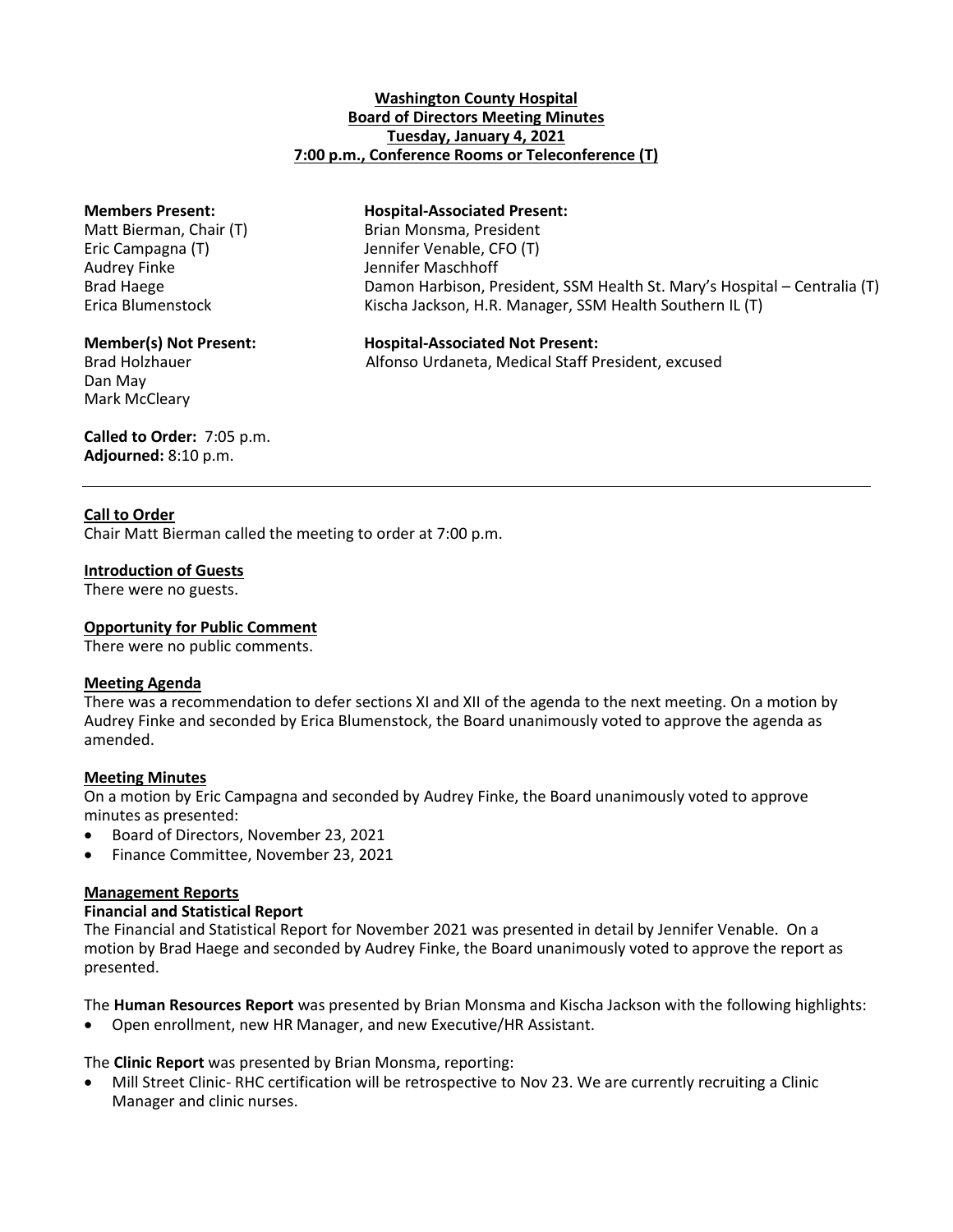**Washington County Hospital**
**Board of Directors Meeting Minutes**
**Tuesday, January 4, 2021**
**7:00 p.m., Conference Rooms or Teleconference (T)**

**Members Present:**
Matt Bierman, Chair (T)
Eric Campagna (T)
Audrey Finke
Brad Haege
Erica Blumenstock

**Hospital-Associated Present:**
Brian Monsma, President
Jennifer Venable, CFO (T)
Jennifer Maschhoff
Damon Harbison, President, SSM Health St. Mary's Hospital – Centralia (T)
Kischa Jackson, H.R. Manager, SSM Health Southern IL (T)

**Member(s) Not Present:**
Brad Holzhauer
Dan May
Mark McCleary

**Hospital-Associated Not Present:**
Alfonso Urdaneta, Medical Staff President, excused

**Called to Order:** 7:05 p.m.
**Adjourned:** 8:10 p.m.

---

**Call to Order**
Chair Matt Bierman called the meeting to order at 7:00 p.m.

**Introduction of Guests**
There were no guests.

**Opportunity for Public Comment**
There were no public comments.

**Meeting Agenda**
There was a recommendation to defer sections XI and XII of the agenda to the next meeting. On a motion by Audrey Finke and seconded by Erica Blumenstock, the Board unanimously voted to approve the agenda as amended.

**Meeting Minutes**
On a motion by Eric Campagna and seconded by Audrey Finke, the Board unanimously voted to approve minutes as presented:

- Board of Directors, November 23, 2021
- Finance Committee, November 23, 2021

**Management Reports**
**Financial and Statistical Report**
The Financial and Statistical Report for November 2021 was presented in detail by Jennifer Venable. On a motion by Brad Haege and seconded by Audrey Finke, the Board unanimously voted to approve the report as presented.

The **Human Resources Report** was presented by Brian Monsma and Kischa Jackson with the following highlights:

- Open enrollment, new HR Manager, and new Executive/HR Assistant.

The **Clinic Report** was presented by Brian Monsma, reporting:

- Mill Street Clinic- RHC certification will be retrospective to Nov 23. We are currently recruiting a Clinic Manager and clinic nurses.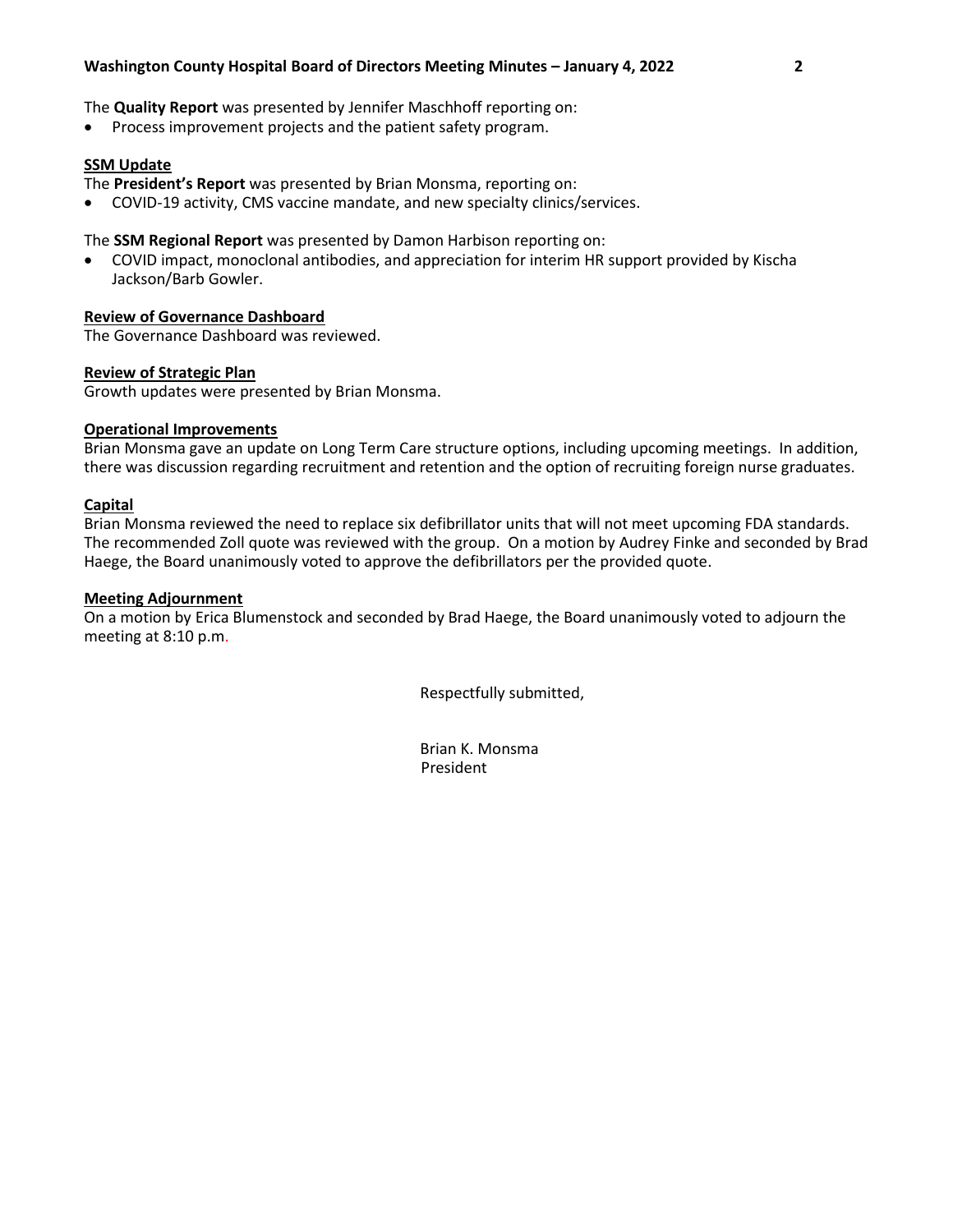The **Quality Report** was presented by Jennifer Maschhoff reporting on:

- Process improvement projects and the patient safety program.

**SSM Update**

The **President's Report** was presented by Brian Monsma, reporting on:

- COVID-19 activity, CMS vaccine mandate, and new specialty clinics/services.

The **SSM Regional Report** was presented by Damon Harbison reporting on:

- COVID impact, monoclonal antibodies, and appreciation for interim HR support provided by Kischa Jackson/Barb Gowler.

**Review of Governance Dashboard**

The Governance Dashboard was reviewed.

**Review of Strategic Plan**

Growth updates were presented by Brian Monsma.

**Operational Improvements**

Brian Monsma gave an update on Long Term Care structure options, including upcoming meetings. In addition, there was discussion regarding recruitment and retention and the option of recruiting foreign nurse graduates.

**Capital**

Brian Monsma reviewed the need to replace six defibrillator units that will not meet upcoming FDA standards. The recommended Zoll quote was reviewed with the group. On a motion by Audrey Finke and seconded by Brad Haege, the Board unanimously voted to approve the defibrillators per the provided quote.

**Meeting Adjournment**

On a motion by Erica Blumenstock and seconded by Brad Haege, the Board unanimously voted to adjourn the meeting at 8:10 p.m.

Respectfully submitted,

Brian K. Monsma
President